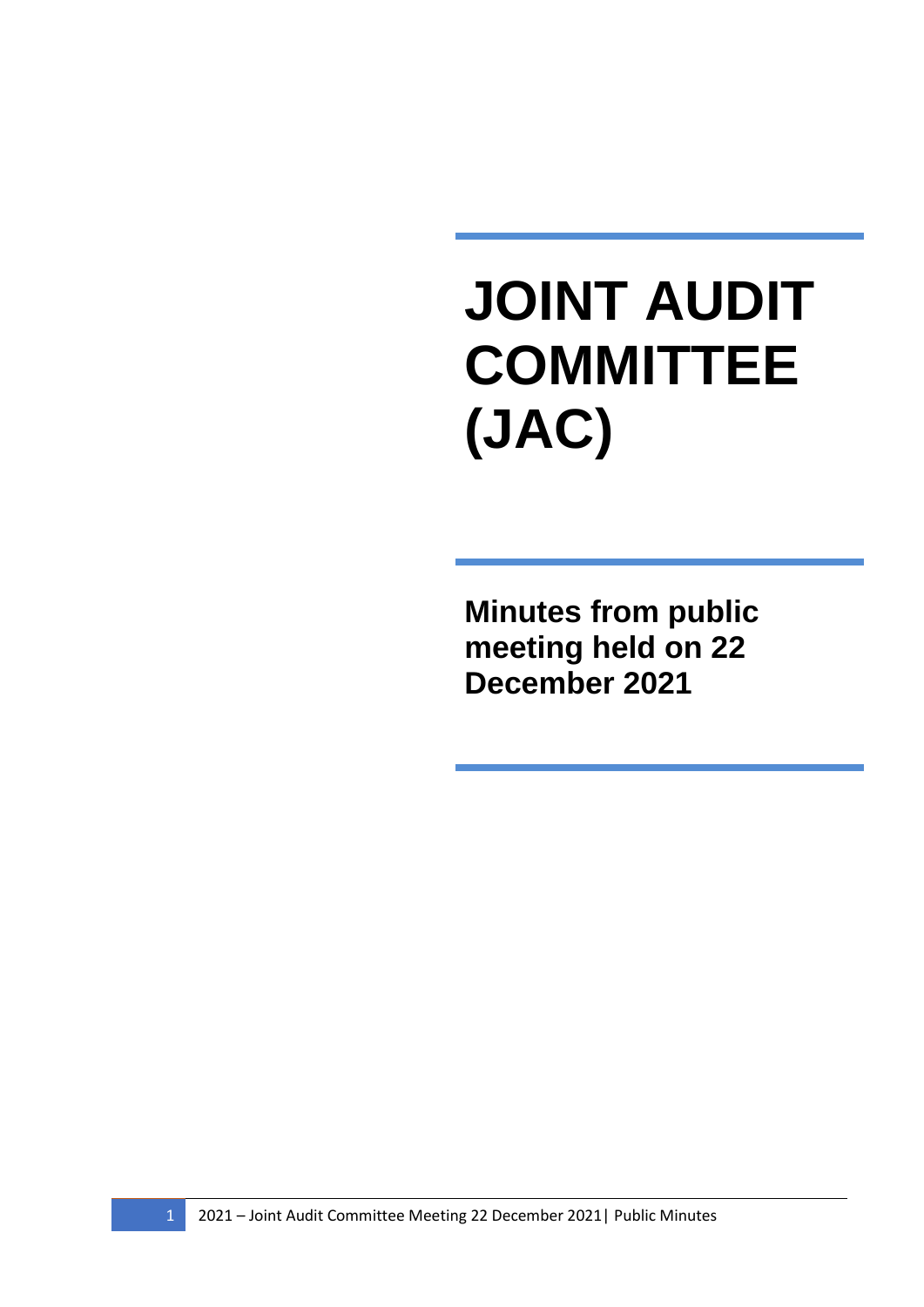# JOINT AUDIT COMMITTEE (JAC)

## Minutes from public meeting held on 22 December 2021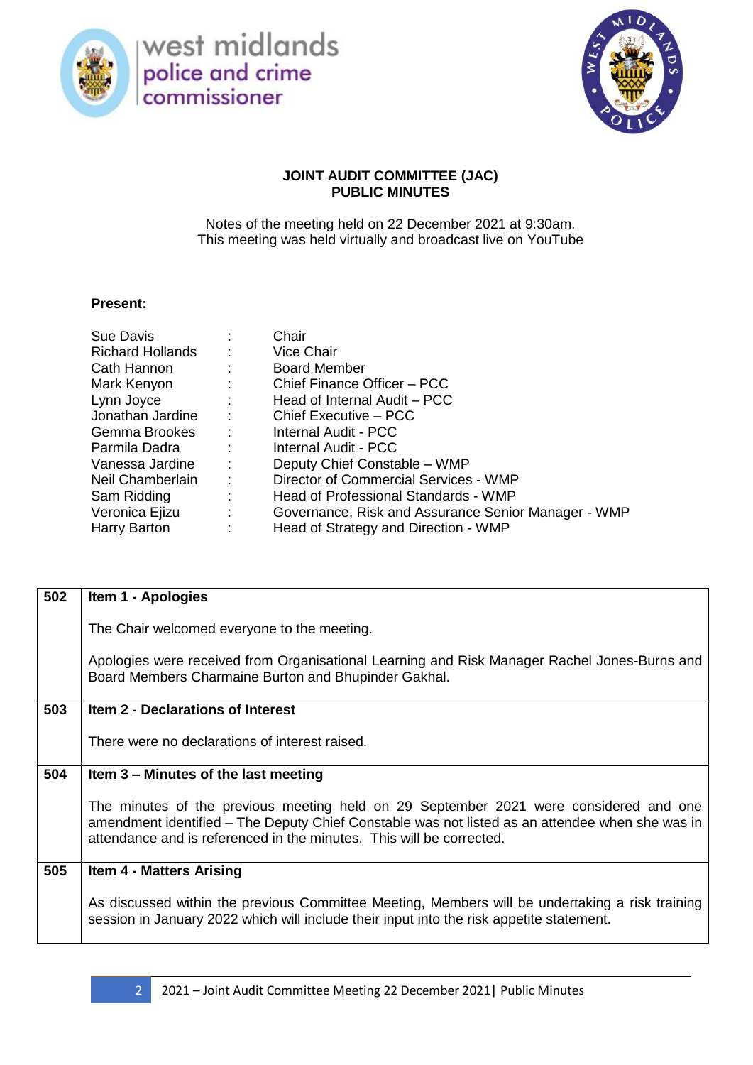**JOINT AUDIT COMMITTEE (JAC)**
**PUBLIC MINUTES**

Notes of the meeting held on 22 December 2021 at 9:30am.
This meeting was held virtually and broadcast live on YouTube

**Present:**

| | | |
|---|---|---|
| Sue Davis | : | Chair |
| Richard Hollands | : | Vice Chair |
| Cath Hannon | : | Board Member |
| Mark Kenyon | : | Chief Finance Officer – PCC |
| Lynn Joyce | : | Head of Internal Audit – PCC |
| Jonathan Jardine | : | Chief Executive – PCC |
| Gemma Brookes | : | Internal Audit - PCC |
| Parmila Dadra | : | Internal Audit - PCC |
| Vanessa Jardine | : | Deputy Chief Constable – WMP |
| Neil Chamberlain | : | Director of Commercial Services - WMP |
| Sam Ridding | : | Head of Professional Standards - WMP |
| Veronica Ejizu | : | Governance, Risk and Assurance Senior Manager - WMP |
| Harry Barton | : | Head of Strategy and Direction - WMP |

| | |
|---|---|
| 502 | **Item 1 - Apologies**<br><br>The Chair welcomed everyone to the meeting.<br><br>Apologies were received from Organisational Learning and Risk Manager Rachel Jones-Burns and Board Members Charmaine Burton and Bhupinder Gakhal. |
| 503 | **Item 2 - Declarations of Interest**<br><br>There were no declarations of interest raised. |
| 504 | **Item 3 – Minutes of the last meeting**<br><br>The minutes of the previous meeting held on 29 September 2021 were considered and one amendment identified – The Deputy Chief Constable was not listed as an attendee when she was in attendance and is referenced in the minutes. This will be corrected. |
| 505 | **Item 4 - Matters Arising**<br><br>As discussed within the previous Committee Meeting, Members will be undertaking a risk training session in January 2022 which will include their input into the risk appetite statement. |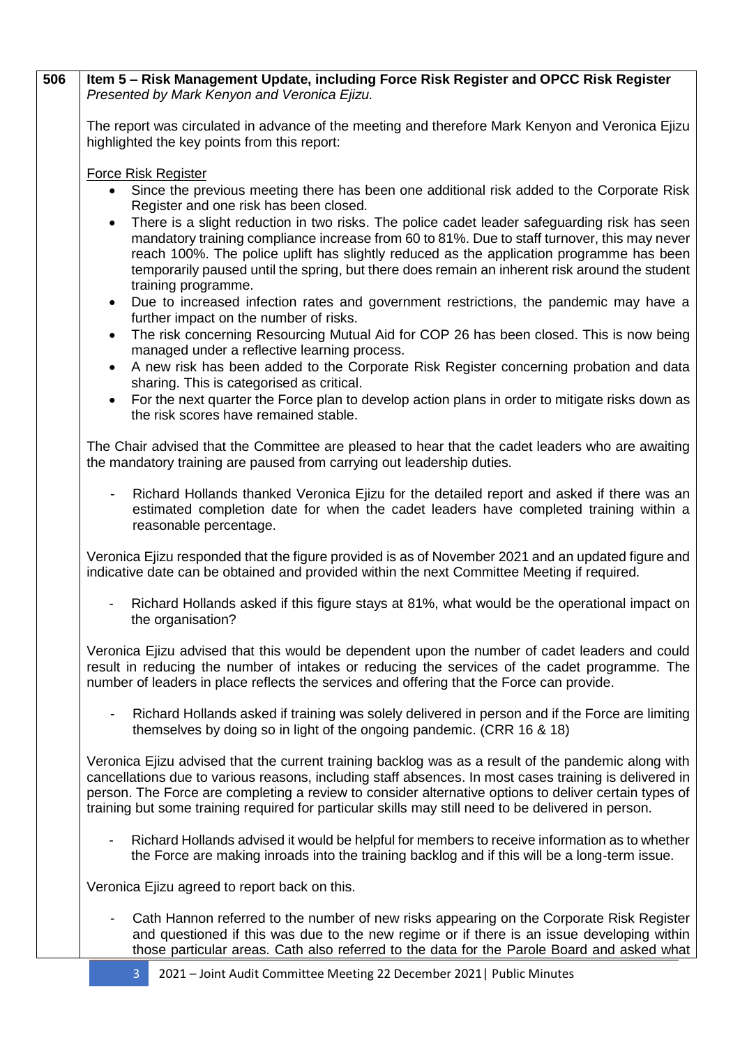**506** **Item 5 – Risk Management Update, including Force Risk Register and OPCC Risk Register**
*Presented by Mark Kenyon and Veronica Ejizu.*

The report was circulated in advance of the meeting and therefore Mark Kenyon and Veronica Ejizu highlighted the key points from this report:

Force Risk Register

- Since the previous meeting there has been one additional risk added to the Corporate Risk Register and one risk has been closed.
- There is a slight reduction in two risks. The police cadet leader safeguarding risk has seen mandatory training compliance increase from 60 to 81%. Due to staff turnover, this may never reach 100%. The police uplift has slightly reduced as the application programme has been temporarily paused until the spring, but there does remain an inherent risk around the student training programme.
- Due to increased infection rates and government restrictions, the pandemic may have a further impact on the number of risks.
- The risk concerning Resourcing Mutual Aid for COP 26 has been closed. This is now being managed under a reflective learning process.
- A new risk has been added to the Corporate Risk Register concerning probation and data sharing. This is categorised as critical.
- For the next quarter the Force plan to develop action plans in order to mitigate risks down as the risk scores have remained stable.

The Chair advised that the Committee are pleased to hear that the cadet leaders who are awaiting the mandatory training are paused from carrying out leadership duties.

- Richard Hollands thanked Veronica Ejizu for the detailed report and asked if there was an estimated completion date for when the cadet leaders have completed training within a reasonable percentage.

Veronica Ejizu responded that the figure provided is as of November 2021 and an updated figure and indicative date can be obtained and provided within the next Committee Meeting if required.

- Richard Hollands asked if this figure stays at 81%, what would be the operational impact on the organisation?

Veronica Ejizu advised that this would be dependent upon the number of cadet leaders and could result in reducing the number of intakes or reducing the services of the cadet programme. The number of leaders in place reflects the services and offering that the Force can provide.

- Richard Hollands asked if training was solely delivered in person and if the Force are limiting themselves by doing so in light of the ongoing pandemic. (CRR 16 & 18)

Veronica Ejizu advised that the current training backlog was as a result of the pandemic along with cancellations due to various reasons, including staff absences. In most cases training is delivered in person. The Force are completing a review to consider alternative options to deliver certain types of training but some training required for particular skills may still need to be delivered in person.

- Richard Hollands advised it would be helpful for members to receive information as to whether the Force are making inroads into the training backlog and if this will be a long-term issue.

Veronica Ejizu agreed to report back on this.

- Cath Hannon referred to the number of new risks appearing on the Corporate Risk Register and questioned if this was due to the new regime or if there is an issue developing within those particular areas. Cath also referred to the data for the Parole Board and asked what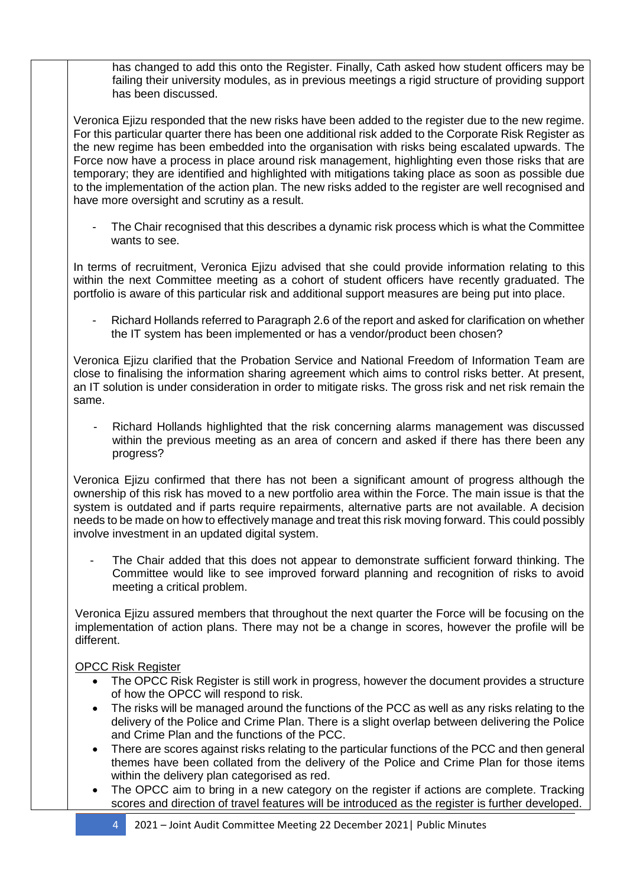has changed to add this onto the Register. Finally, Cath asked how student officers may be failing their university modules, as in previous meetings a rigid structure of providing support has been discussed.

Veronica Ejizu responded that the new risks have been added to the register due to the new regime. For this particular quarter there has been one additional risk added to the Corporate Risk Register as the new regime has been embedded into the organisation with risks being escalated upwards. The Force now have a process in place around risk management, highlighting even those risks that are temporary; they are identified and highlighted with mitigations taking place as soon as possible due to the implementation of the action plan. The new risks added to the register are well recognised and have more oversight and scrutiny as a result.

- The Chair recognised that this describes a dynamic risk process which is what the Committee wants to see.

In terms of recruitment, Veronica Ejizu advised that she could provide information relating to this within the next Committee meeting as a cohort of student officers have recently graduated. The portfolio is aware of this particular risk and additional support measures are being put into place.

- Richard Hollands referred to Paragraph 2.6 of the report and asked for clarification on whether the IT system has been implemented or has a vendor/product been chosen?

Veronica Ejizu clarified that the Probation Service and National Freedom of Information Team are close to finalising the information sharing agreement which aims to control risks better. At present, an IT solution is under consideration in order to mitigate risks. The gross risk and net risk remain the same.

- Richard Hollands highlighted that the risk concerning alarms management was discussed within the previous meeting as an area of concern and asked if there has there been any progress?

Veronica Ejizu confirmed that there has not been a significant amount of progress although the ownership of this risk has moved to a new portfolio area within the Force. The main issue is that the system is outdated and if parts require repairments, alternative parts are not available. A decision needs to be made on how to effectively manage and treat this risk moving forward. This could possibly involve investment in an updated digital system.

- The Chair added that this does not appear to demonstrate sufficient forward thinking. The Committee would like to see improved forward planning and recognition of risks to avoid meeting a critical problem.

Veronica Ejizu assured members that throughout the next quarter the Force will be focusing on the implementation of action plans. There may not be a change in scores, however the profile will be different.

OPCC Risk Register

- The OPCC Risk Register is still work in progress, however the document provides a structure of how the OPCC will respond to risk.
- The risks will be managed around the functions of the PCC as well as any risks relating to the delivery of the Police and Crime Plan. There is a slight overlap between delivering the Police and Crime Plan and the functions of the PCC.
- There are scores against risks relating to the particular functions of the PCC and then general themes have been collated from the delivery of the Police and Crime Plan for those items within the delivery plan categorised as red.
- The OPCC aim to bring in a new category on the register if actions are complete. Tracking scores and direction of travel features will be introduced as the register is further developed.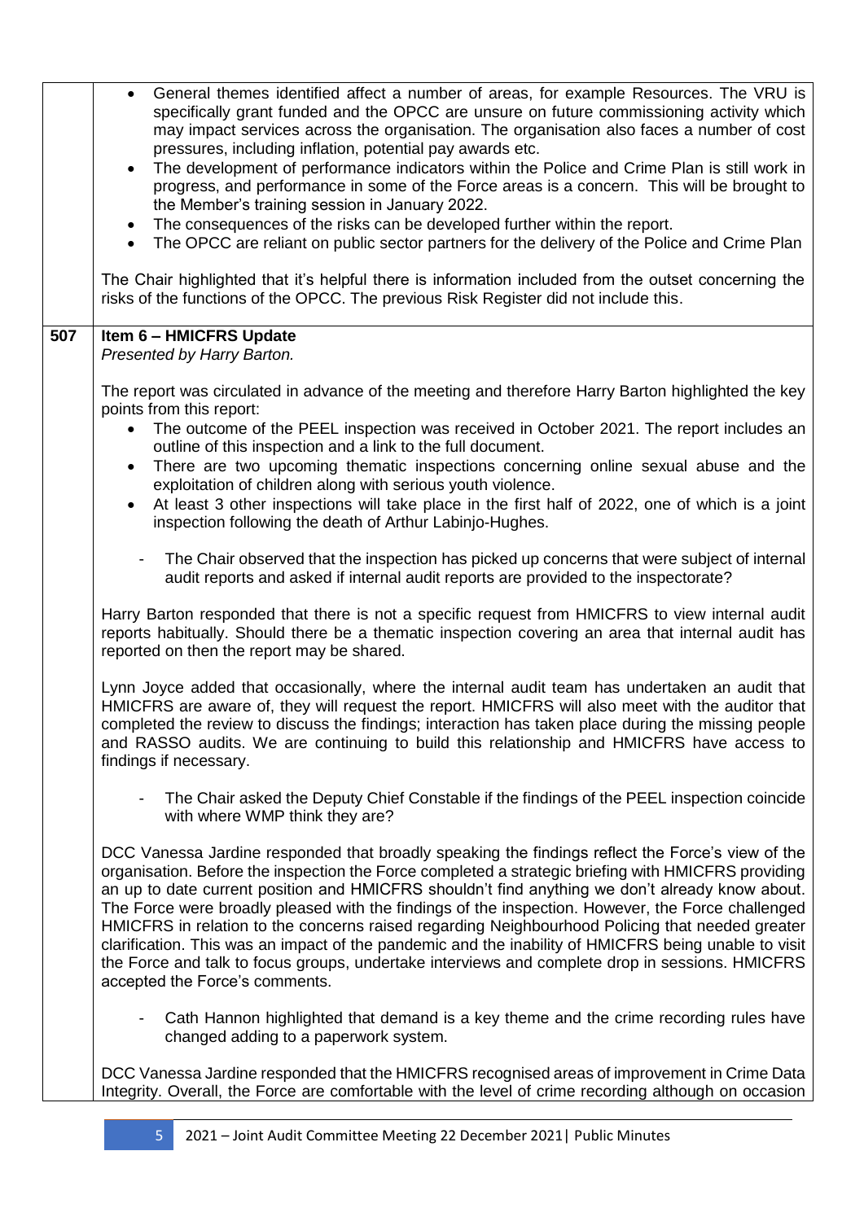- General themes identified affect a number of areas, for example Resources. The VRU is specifically grant funded and the OPCC are unsure on future commissioning activity which may impact services across the organisation. The organisation also faces a number of cost pressures, including inflation, potential pay awards etc.
- The development of performance indicators within the Police and Crime Plan is still work in progress, and performance in some of the Force areas is a concern. This will be brought to the Member's training session in January 2022.
- The consequences of the risks can be developed further within the report.
- The OPCC are reliant on public sector partners for the delivery of the Police and Crime Plan

The Chair highlighted that it's helpful there is information included from the outset concerning the risks of the functions of the OPCC. The previous Risk Register did not include this.

**507** **Item 6 – HMICFRS Update**
*Presented by Harry Barton.*

The report was circulated in advance of the meeting and therefore Harry Barton highlighted the key points from this report:

- The outcome of the PEEL inspection was received in October 2021. The report includes an outline of this inspection and a link to the full document.
- There are two upcoming thematic inspections concerning online sexual abuse and the exploitation of children along with serious youth violence.
- At least 3 other inspections will take place in the first half of 2022, one of which is a joint inspection following the death of Arthur Labinjo-Hughes.

- The Chair observed that the inspection has picked up concerns that were subject of internal audit reports and asked if internal audit reports are provided to the inspectorate?

Harry Barton responded that there is not a specific request from HMICFRS to view internal audit reports habitually. Should there be a thematic inspection covering an area that internal audit has reported on then the report may be shared.

Lynn Joyce added that occasionally, where the internal audit team has undertaken an audit that HMICFRS are aware of, they will request the report. HMICFRS will also meet with the auditor that completed the review to discuss the findings; interaction has taken place during the missing people and RASSO audits. We are continuing to build this relationship and HMICFRS have access to findings if necessary.

- The Chair asked the Deputy Chief Constable if the findings of the PEEL inspection coincide with where WMP think they are?

DCC Vanessa Jardine responded that broadly speaking the findings reflect the Force's view of the organisation. Before the inspection the Force completed a strategic briefing with HMICFRS providing an up to date current position and HMICFRS shouldn't find anything we don't already know about. The Force were broadly pleased with the findings of the inspection. However, the Force challenged HMICFRS in relation to the concerns raised regarding Neighbourhood Policing that needed greater clarification. This was an impact of the pandemic and the inability of HMICFRS being unable to visit the Force and talk to focus groups, undertake interviews and complete drop in sessions. HMICFRS accepted the Force's comments.

- Cath Hannon highlighted that demand is a key theme and the crime recording rules have changed adding to a paperwork system.

DCC Vanessa Jardine responded that the HMICFRS recognised areas of improvement in Crime Data Integrity. Overall, the Force are comfortable with the level of crime recording although on occasion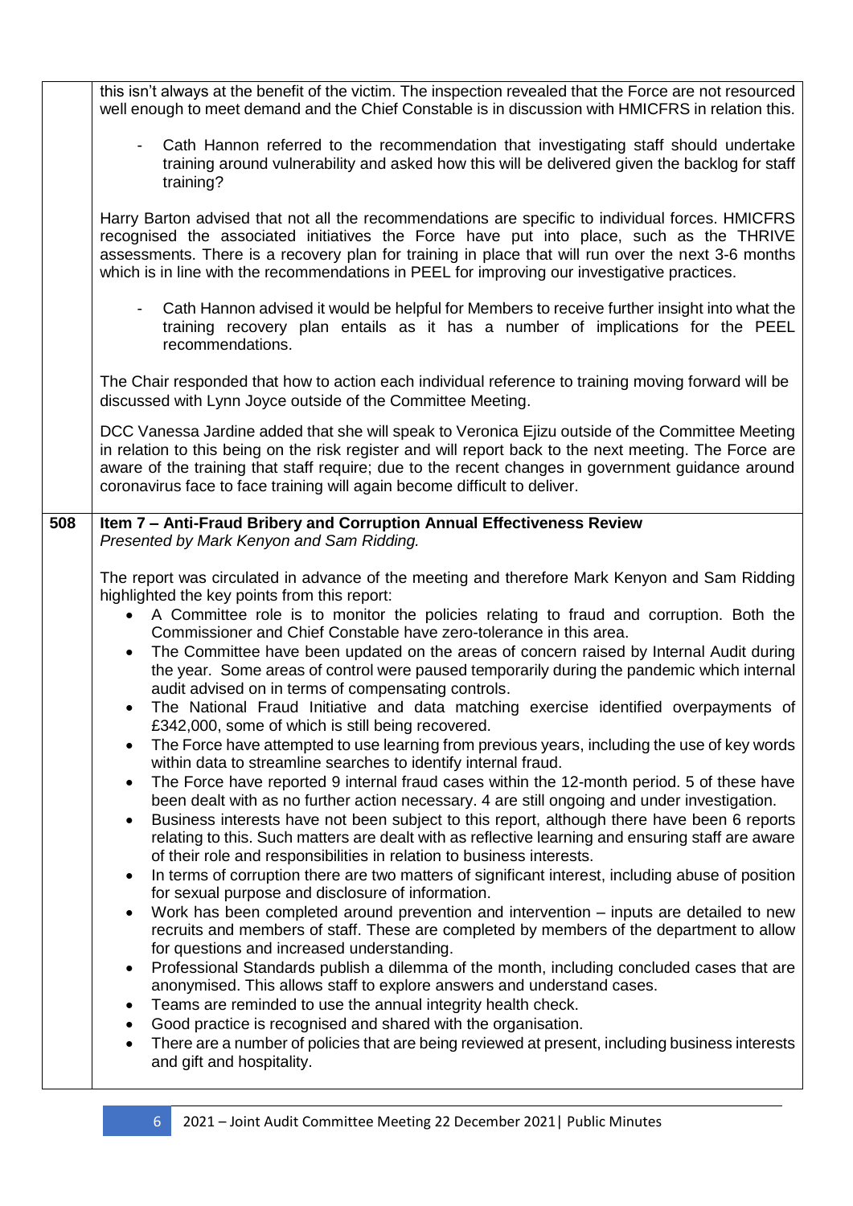| | |
|---|---|
| | this isn't always at the benefit of the victim. The inspection revealed that the Force are not resourced well enough to meet demand and the Chief Constable is in discussion with HMICFRS in relation this.<br><br>- Cath Hannon referred to the recommendation that investigating staff should undertake training around vulnerability and asked how this will be delivered given the backlog for staff training?<br><br>Harry Barton advised that not all the recommendations are specific to individual forces. HMICFRS recognised the associated initiatives the Force have put into place, such as the THRIVE assessments. There is a recovery plan for training in place that will run over the next 3-6 months which is in line with the recommendations in PEEL for improving our investigative practices.<br><br>- Cath Hannon advised it would be helpful for Members to receive further insight into what the training recovery plan entails as it has a number of implications for the PEEL recommendations.<br><br>The Chair responded that how to action each individual reference to training moving forward will be discussed with Lynn Joyce outside of the Committee Meeting.<br><br>DCC Vanessa Jardine added that she will speak to Veronica Ejizu outside of the Committee Meeting in relation to this being on the risk register and will report back to the next meeting. The Force are aware of the training that staff require; due to the recent changes in government guidance around coronavirus face to face training will again become difficult to deliver. |
| **508** | **Item 7 – Anti-Fraud Bribery and Corruption Annual Effectiveness Review**<br>*Presented by Mark Kenyon and Sam Ridding.*<br><br>The report was circulated in advance of the meeting and therefore Mark Kenyon and Sam Ridding highlighted the key points from this report:<br>• A Committee role is to monitor the policies relating to fraud and corruption. Both the Commissioner and Chief Constable have zero-tolerance in this area.<br>• The Committee have been updated on the areas of concern raised by Internal Audit during the year. Some areas of control were paused temporarily during the pandemic which internal audit advised on in terms of compensating controls.<br>• The National Fraud Initiative and data matching exercise identified overpayments of £342,000, some of which is still being recovered.<br>• The Force have attempted to use learning from previous years, including the use of key words within data to streamline searches to identify internal fraud.<br>• The Force have reported 9 internal fraud cases within the 12-month period. 5 of these have been dealt with as no further action necessary. 4 are still ongoing and under investigation.<br>• Business interests have not been subject to this report, although there have been 6 reports relating to this. Such matters are dealt with as reflective learning and ensuring staff are aware of their role and responsibilities in relation to business interests.<br>• In terms of corruption there are two matters of significant interest, including abuse of position for sexual purpose and disclosure of information.<br>• Work has been completed around prevention and intervention – inputs are detailed to new recruits and members of staff. These are completed by members of the department to allow for questions and increased understanding.<br>• Professional Standards publish a dilemma of the month, including concluded cases that are anonymised. This allows staff to explore answers and understand cases.<br>• Teams are reminded to use the annual integrity health check.<br>• Good practice is recognised and shared with the organisation.<br>• There are a number of policies that are being reviewed at present, including business interests and gift and hospitality. |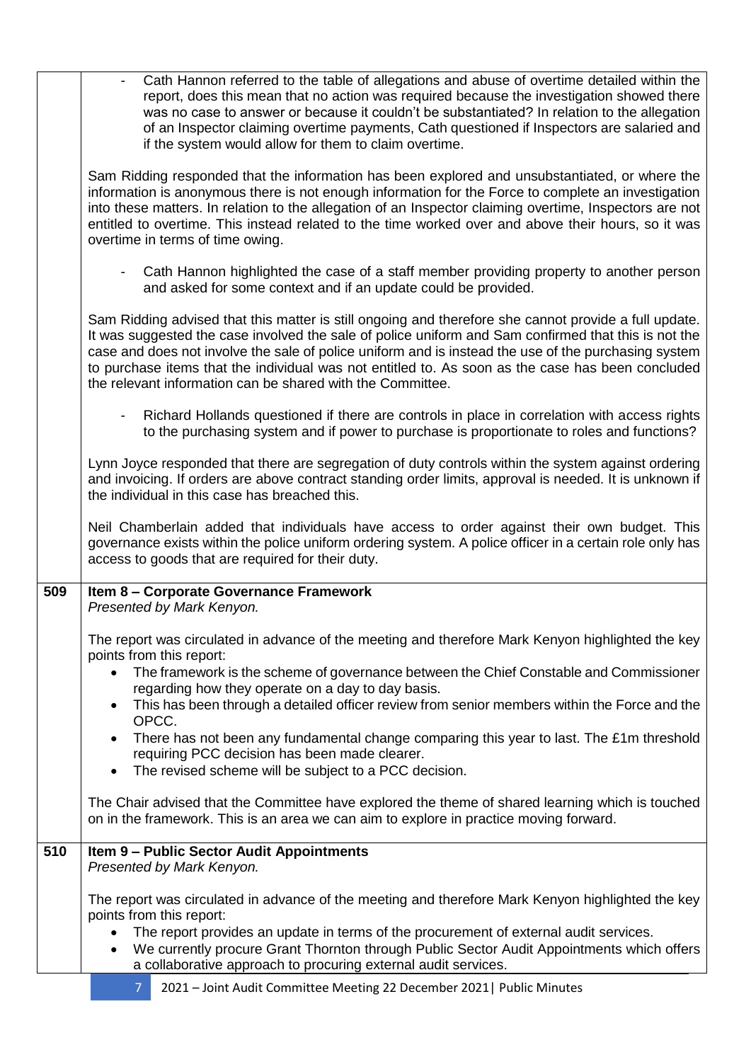|  |  |
|---|---|
|  | - Cath Hannon referred to the table of allegations and abuse of overtime detailed within the report, does this mean that no action was required because the investigation showed there was no case to answer or because it couldn't be substantiated? In relation to the allegation of an Inspector claiming overtime payments, Cath questioned if Inspectors are salaried and if the system would allow for them to claim overtime.<br><br>Sam Ridding responded that the information has been explored and unsubstantiated, or where the information is anonymous there is not enough information for the Force to complete an investigation into these matters. In relation to the allegation of an Inspector claiming overtime, Inspectors are not entitled to overtime. This instead related to the time worked over and above their hours, so it was overtime in terms of time owing.<br><br>- Cath Hannon highlighted the case of a staff member providing property to another person and asked for some context and if an update could be provided.<br><br>Sam Ridding advised that this matter is still ongoing and therefore she cannot provide a full update. It was suggested the case involved the sale of police uniform and Sam confirmed that this is not the case and does not involve the sale of police uniform and is instead the use of the purchasing system to purchase items that the individual was not entitled to. As soon as the case has been concluded the relevant information can be shared with the Committee.<br><br>- Richard Hollands questioned if there are controls in place in correlation with access rights to the purchasing system and if power to purchase is proportionate to roles and functions?<br><br>Lynn Joyce responded that there are segregation of duty controls within the system against ordering and invoicing. If orders are above contract standing order limits, approval is needed. It is unknown if the individual in this case has breached this.<br><br>Neil Chamberlain added that individuals have access to order against their own budget. This governance exists within the police uniform ordering system. A police officer in a certain role only has access to goods that are required for their duty. |
| 509 | **Item 8 – Corporate Governance Framework**<br>*Presented by Mark Kenyon.*<br><br>The report was circulated in advance of the meeting and therefore Mark Kenyon highlighted the key points from this report:<br>• The framework is the scheme of governance between the Chief Constable and Commissioner regarding how they operate on a day to day basis.<br>• This has been through a detailed officer review from senior members within the Force and the OPCC.<br>• There has not been any fundamental change comparing this year to last. The £1m threshold requiring PCC decision has been made clearer.<br>• The revised scheme will be subject to a PCC decision.<br><br>The Chair advised that the Committee have explored the theme of shared learning which is touched on in the framework. This is an area we can aim to explore in practice moving forward. |
| 510 | **Item 9 – Public Sector Audit Appointments**<br>*Presented by Mark Kenyon.*<br><br>The report was circulated in advance of the meeting and therefore Mark Kenyon highlighted the key points from this report:<br>• The report provides an update in terms of the procurement of external audit services.<br>• We currently procure Grant Thornton through Public Sector Audit Appointments which offers a collaborative approach to procuring external audit services. |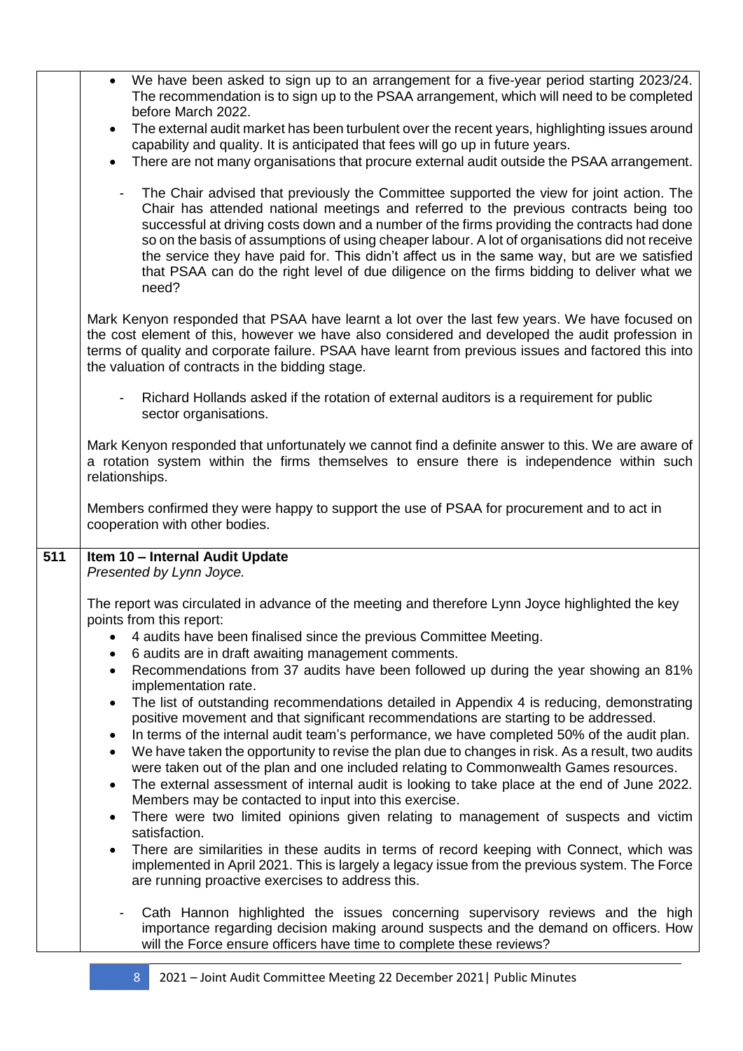| | |
|---|---|
| | • We have been asked to sign up to an arrangement for a five-year period starting 2023/24. The recommendation is to sign up to the PSAA arrangement, which will need to be completed before March 2022.<br>• The external audit market has been turbulent over the recent years, highlighting issues around capability and quality. It is anticipated that fees will go up in future years.<br>• There are not many organisations that procure external audit outside the PSAA arrangement.<br><br>- The Chair advised that previously the Committee supported the view for joint action. The Chair has attended national meetings and referred to the previous contracts being too successful at driving costs down and a number of the firms providing the contracts had done so on the basis of assumptions of using cheaper labour. A lot of organisations did not receive the service they have paid for. This didn't affect us in the same way, but are we satisfied that PSAA can do the right level of due diligence on the firms bidding to deliver what we need?<br><br>Mark Kenyon responded that PSAA have learnt a lot over the last few years. We have focused on the cost element of this, however we have also considered and developed the audit profession in terms of quality and corporate failure. PSAA have learnt from previous issues and factored this into the valuation of contracts in the bidding stage.<br><br>- Richard Hollands asked if the rotation of external auditors is a requirement for public sector organisations.<br><br>Mark Kenyon responded that unfortunately we cannot find a definite answer to this. We are aware of a rotation system within the firms themselves to ensure there is independence within such relationships.<br><br>Members confirmed they were happy to support the use of PSAA for procurement and to act in cooperation with other bodies. |
| **511** | **Item 10 – Internal Audit Update**<br>*Presented by Lynn Joyce.*<br><br>The report was circulated in advance of the meeting and therefore Lynn Joyce highlighted the key points from this report:<br>• 4 audits have been finalised since the previous Committee Meeting.<br>• 6 audits are in draft awaiting management comments.<br>• Recommendations from 37 audits have been followed up during the year showing an 81% implementation rate.<br>• The list of outstanding recommendations detailed in Appendix 4 is reducing, demonstrating positive movement and that significant recommendations are starting to be addressed.<br>• In terms of the internal audit team's performance, we have completed 50% of the audit plan.<br>• We have taken the opportunity to revise the plan due to changes in risk. As a result, two audits were taken out of the plan and one included relating to Commonwealth Games resources.<br>• The external assessment of internal audit is looking to take place at the end of June 2022. Members may be contacted to input into this exercise.<br>• There were two limited opinions given relating to management of suspects and victim satisfaction.<br>• There are similarities in these audits in terms of record keeping with Connect, which was implemented in April 2021. This is largely a legacy issue from the previous system. The Force are running proactive exercises to address this.<br><br>- Cath Hannon highlighted the issues concerning supervisory reviews and the high importance regarding decision making around suspects and the demand on officers. How will the Force ensure officers have time to complete these reviews? |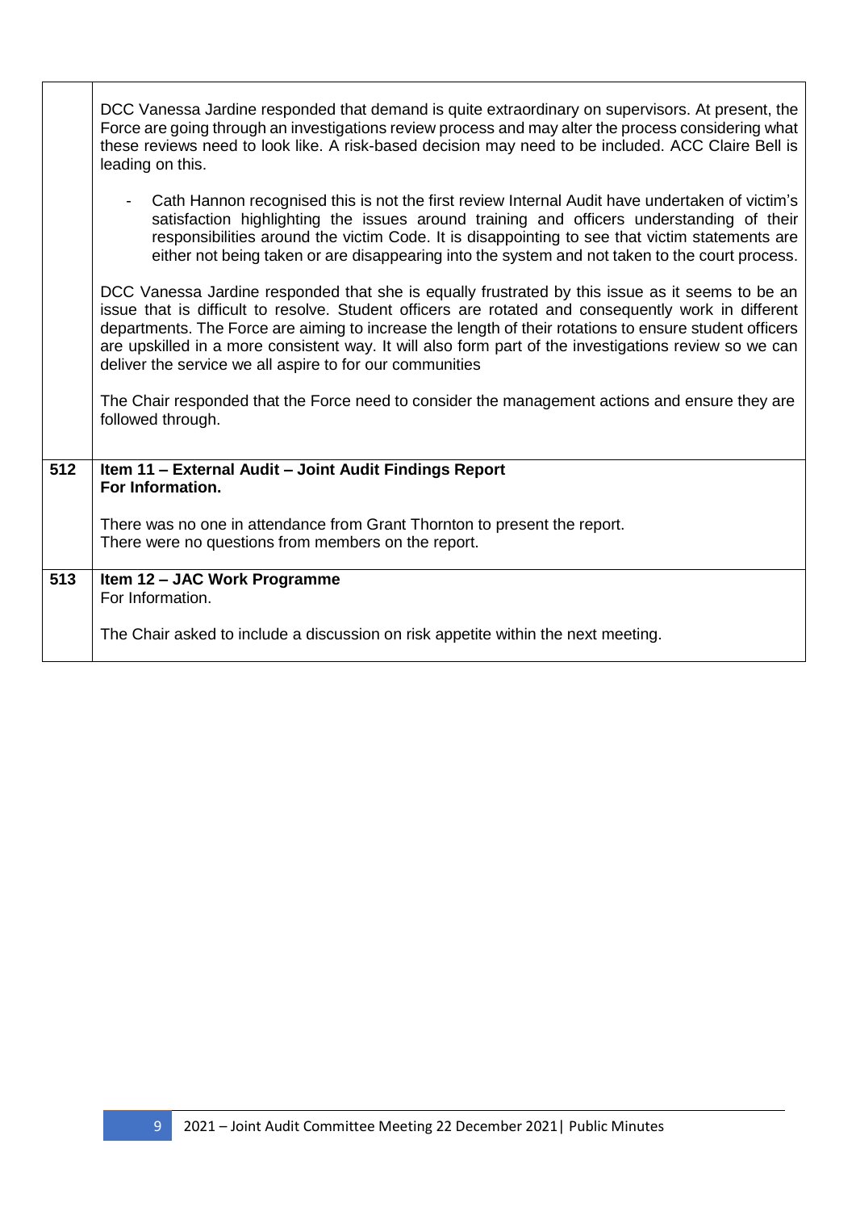| | |
|---|---|
| | DCC Vanessa Jardine responded that demand is quite extraordinary on supervisors. At present, the Force are going through an investigations review process and may alter the process considering what these reviews need to look like. A risk-based decision may need to be included. ACC Claire Bell is leading on this.<br><br>- Cath Hannon recognised this is not the first review Internal Audit have undertaken of victim's satisfaction highlighting the issues around training and officers understanding of their responsibilities around the victim Code. It is disappointing to see that victim statements are either not being taken or are disappearing into the system and not taken to the court process.<br><br>DCC Vanessa Jardine responded that she is equally frustrated by this issue as it seems to be an issue that is difficult to resolve. Student officers are rotated and consequently work in different departments. The Force are aiming to increase the length of their rotations to ensure student officers are upskilled in a more consistent way. It will also form part of the investigations review so we can deliver the service we all aspire to for our communities<br><br>The Chair responded that the Force need to consider the management actions and ensure they are followed through. |
| **512** | **Item 11 – External Audit – Joint Audit Findings Report**<br>**For Information.**<br><br>There was no one in attendance from Grant Thornton to present the report.<br>There were no questions from members on the report. |
| **513** | **Item 12 – JAC Work Programme**<br>For Information.<br><br>The Chair asked to include a discussion on risk appetite within the next meeting. |